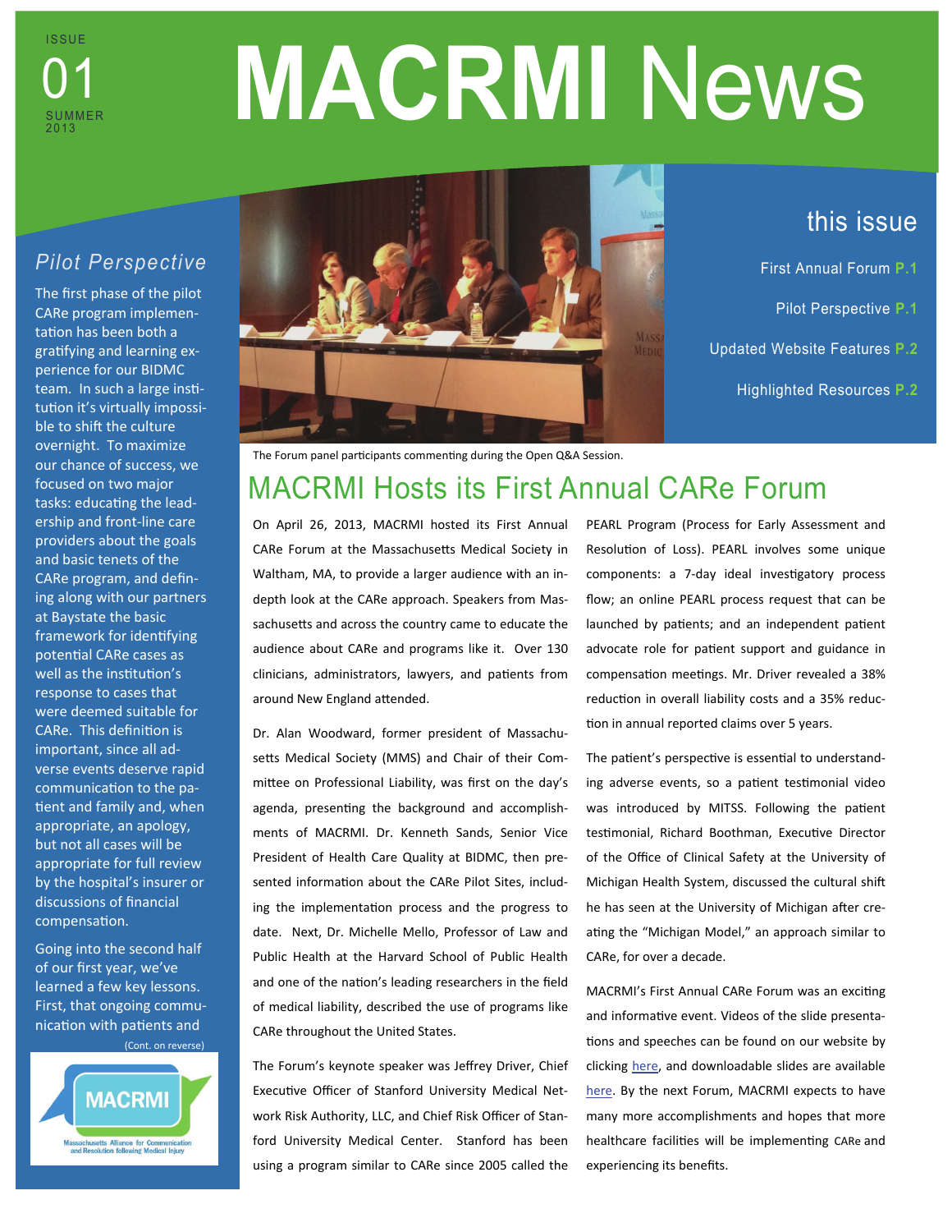ISSUE 01 SUMMER 2013

# MACRMI News

## this issue

- First Annual Forum P.1
- Pilot Perspective P.1
- Updated Website Features P.2
- Highlighted Resources P.2

## *Pilot Perspective*

The first phase of the pilot CARe program implementation has been both a gratifying and learning experience for our BIDMC team. In such a large institution it's virtually impossible to shift the culture overnight. To maximize our chance of success, we focused on two major tasks: educating the leadership and front-line care providers about the goals and basic tenets of the CARe program, and defining along with our partners at Baystate the basic framework for identifying potential CARe cases as well as the institution's response to cases that were deemed suitable for CARe. This definition is important, since all adverse events deserve rapid communication to the patient and family and, when appropriate, an apology, but not all cases will be appropriate for full review by the hospital's insurer or discussions of financial compensation.

Going into the second half of our first year, we've learned a few key lessons. First, that ongoing communication with patients and

(Cont. on reverse)

MACRMI
Massachusetts Alliance for Communication and Resolution following Medical Injury

The Forum panel participants commenting during the Open Q&A Session.

## MACRMI Hosts its First Annual CARe Forum

On April 26, 2013, MACRMI hosted its First Annual CARe Forum at the Massachusetts Medical Society in Waltham, MA, to provide a larger audience with an in-depth look at the CARe approach. Speakers from Massachusetts and across the country came to educate the audience about CARe and programs like it. Over 130 clinicians, administrators, lawyers, and patients from around New England attended.

Dr. Alan Woodward, former president of Massachusetts Medical Society (MMS) and Chair of their Committee on Professional Liability, was first on the day's agenda, presenting the background and accomplishments of MACRMI. Dr. Kenneth Sands, Senior Vice President of Health Care Quality at BIDMC, then presented information about the CARe Pilot Sites, including the implementation process and the progress to date. Next, Dr. Michelle Mello, Professor of Law and Public Health at the Harvard School of Public Health and one of the nation's leading researchers in the field of medical liability, described the use of programs like CARe throughout the United States.

The Forum's keynote speaker was Jeffrey Driver, Chief Executive Officer of Stanford University Medical Network Risk Authority, LLC, and Chief Risk Officer of Stanford University Medical Center. Stanford has been using a program similar to CARe since 2005 called the PEARL Program (Process for Early Assessment and Resolution of Loss). PEARL involves some unique components: a 7-day ideal investigatory process flow; an online PEARL process request that can be launched by patients; and an independent patient advocate role for patient support and guidance in compensation meetings. Mr. Driver revealed a 38% reduction in overall liability costs and a 35% reduction in annual reported claims over 5 years.

The patient's perspective is essential to understanding adverse events, so a patient testimonial video was introduced by MITSS. Following the patient testimonial, Richard Boothman, Executive Director of the Office of Clinical Safety at the University of Michigan Health System, discussed the cultural shift he has seen at the University of Michigan after creating the "Michigan Model," an approach similar to CARe, for over a decade.

MACRMI's First Annual CARe Forum was an exciting and informative event. Videos of the slide presentations and speeches can be found on our website by clicking here, and downloadable slides are available here. By the next Forum, MACRMI expects to have many more accomplishments and hopes that more healthcare facilities will be implementing CARe and experiencing its benefits.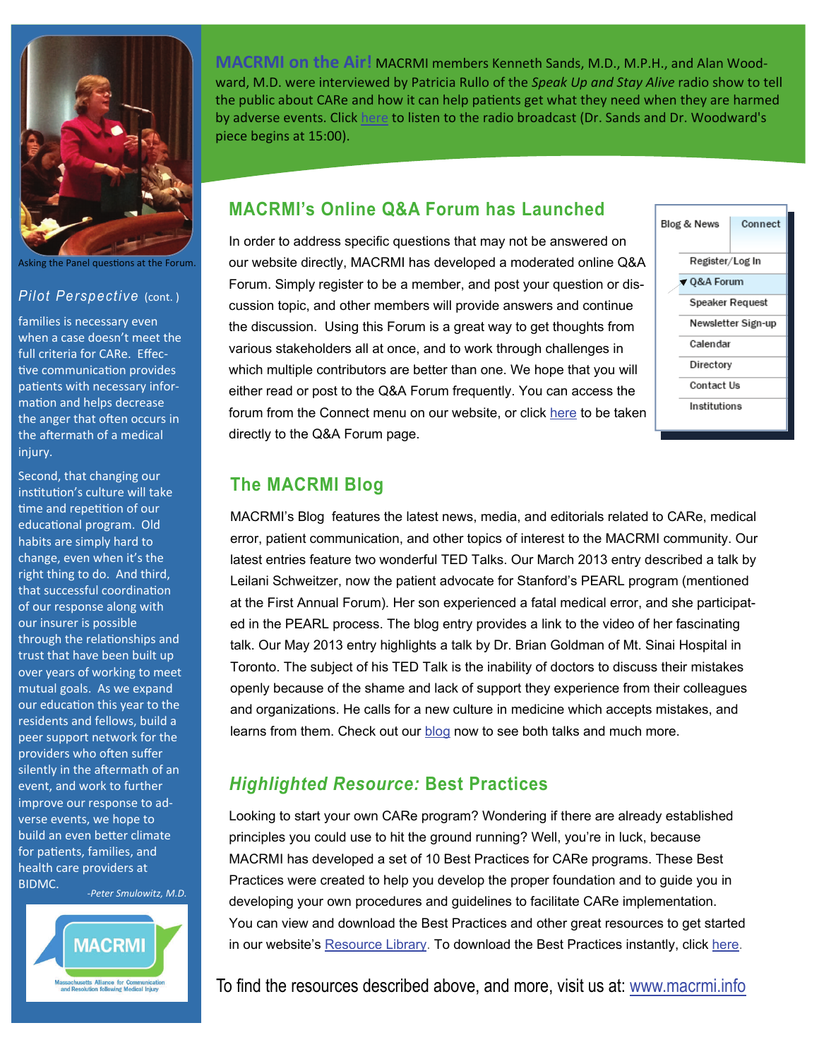**MACRMI on the Air!** MACRMI members Kenneth Sands, M.D., M.P.H., and Alan Woodward, M.D. were interviewed by Patricia Rullo of the *Speak Up and Stay Alive* radio show to tell the public about CARe and how it can help patients get what they need when they are harmed by adverse events. Click here to listen to the radio broadcast (Dr. Sands and Dr. Woodward's piece begins at 15:00).

Asking the Panel questions at the Forum.

## *Pilot Perspective* (cont.)

families is necessary even when a case doesn't meet the full criteria for CARe. Effective communication provides patients with necessary information and helps decrease the anger that often occurs in the aftermath of a medical injury.

Second, that changing our institution's culture will take time and repetition of our educational program. Old habits are simply hard to change, even when it's the right thing to do. And third, that successful coordination of our response along with our insurer is possible through the relationships and trust that have been built up over years of working to meet mutual goals. As we expand our education this year to the residents and fellows, build a peer support network for the providers who often suffer silently in the aftermath of an event, and work to further improve our response to adverse events, we hope to build an even better climate for patients, families, and health care providers at BIDMC.

*-Peter Smulowitz, M.D.*

MACRMI
Massachusetts Alliance for Communication and Resolution following Medical Injury

## MACRMI's Online Q&A Forum has Launched

In order to address specific questions that may not be answered on our website directly, MACRMI has developed a moderated online Q&A Forum. Simply register to be a member, and post your question or discussion topic, and other members will provide answers and continue the discussion. Using this Forum is a great way to get thoughts from various stakeholders all at once, and to work through challenges in which multiple contributors are better than one. We hope that you will either read or post to the Q&A Forum frequently. You can access the forum from the Connect menu on our website, or click here to be taken directly to the Q&A Forum page.

Blog & News | Connect
- Register/Log In
- Q&A Forum
- Speaker Request
- Newsletter Sign-up
- Calendar
- Directory
- Contact Us
- Institutions

## The MACRMI Blog

MACRMI's Blog features the latest news, media, and editorials related to CARe, medical error, patient communication, and other topics of interest to the MACRMI community. Our latest entries feature two wonderful TED Talks. Our March 2013 entry described a talk by Leilani Schweitzer, now the patient advocate for Stanford's PEARL program (mentioned at the First Annual Forum). Her son experienced a fatal medical error, and she participated in the PEARL process. The blog entry provides a link to the video of her fascinating talk. Our May 2013 entry highlights a talk by Dr. Brian Goldman of Mt. Sinai Hospital in Toronto. The subject of his TED Talk is the inability of doctors to discuss their mistakes openly because of the shame and lack of support they experience from their colleagues and organizations. He calls for a new culture in medicine which accepts mistakes, and learns from them. Check out our blog now to see both talks and much more.

## *Highlighted Resource:* Best Practices

Looking to start your own CARe program? Wondering if there are already established principles you could use to hit the ground running? Well, you're in luck, because MACRMI has developed a set of 10 Best Practices for CARe programs. These Best Practices were created to help you develop the proper foundation and to guide you in developing your own procedures and guidelines to facilitate CARe implementation. You can view and download the Best Practices and other great resources to get started in our website's Resource Library. To download the Best Practices instantly, click here.

To find the resources described above, and more, visit us at: www.macrmi.info